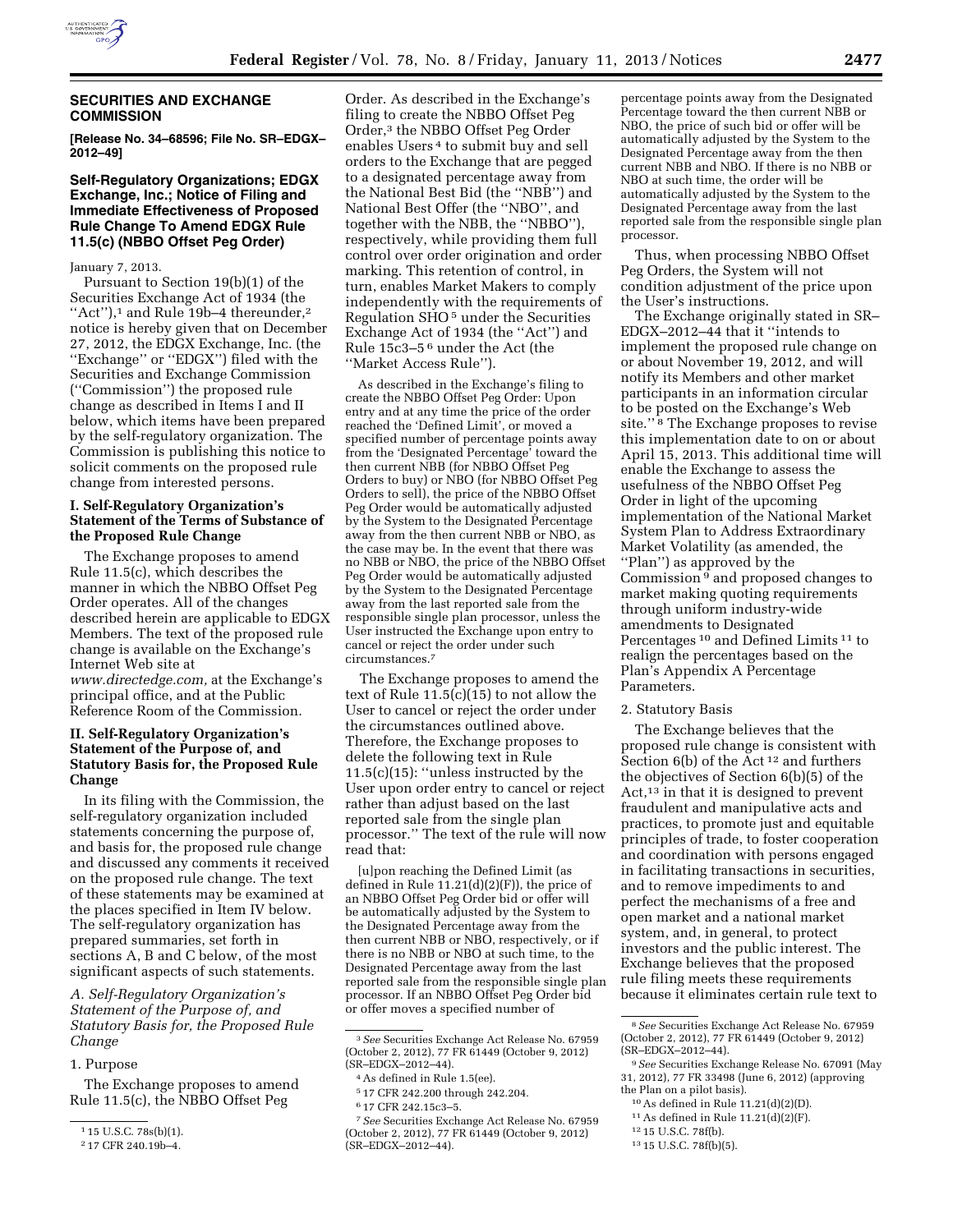## SECURITIES AND EXCHANGE COMMISSION

**[Release No. 34–68596; File No. SR–EDGX–2012–49]**

### Self-Regulatory Organizations; EDGX Exchange, Inc.; Notice of Filing and Immediate Effectiveness of Proposed Rule Change To Amend EDGX Rule 11.5(c) (NBBO Offset Peg Order)

January 7, 2013.

Pursuant to Section 19(b)(1) of the Securities Exchange Act of 1934 (the "Act"),[1] and Rule 19b–4 thereunder,[2] notice is hereby given that on December 27, 2012, the EDGX Exchange, Inc. (the "Exchange" or "EDGX") filed with the Securities and Exchange Commission ("Commission") the proposed rule change as described in Items I and II below, which items have been prepared by the self-regulatory organization. The Commission is publishing this notice to solicit comments on the proposed rule change from interested persons.

#### I. Self-Regulatory Organization's Statement of the Terms of Substance of the Proposed Rule Change

The Exchange proposes to amend Rule 11.5(c), which describes the manner in which the NBBO Offset Peg Order operates. All of the changes described herein are applicable to EDGX Members. The text of the proposed rule change is available on the Exchange's Internet Web site at *www.directedge.com,* at the Exchange's principal office, and at the Public Reference Room of the Commission.

#### II. Self-Regulatory Organization's Statement of the Purpose of, and Statutory Basis for, the Proposed Rule Change

In its filing with the Commission, the self-regulatory organization included statements concerning the purpose of, and basis for, the proposed rule change and discussed any comments it received on the proposed rule change. The text of these statements may be examined at the places specified in Item IV below. The self-regulatory organization has prepared summaries, set forth in sections A, B and C below, of the most significant aspects of such statements.

*A. Self-Regulatory Organization's Statement of the Purpose of, and Statutory Basis for, the Proposed Rule Change*

1. Purpose

The Exchange proposes to amend Rule 11.5(c), the NBBO Offset Peg Order. As described in the Exchange's filing to create the NBBO Offset Peg Order,[3] the NBBO Offset Peg Order enables Users[4] to submit buy and sell orders to the Exchange that are pegged to a designated percentage away from the National Best Bid (the "NBB") and National Best Offer (the "NBO", and together with the NBB, the "NBBO"), respectively, while providing them full control over order origination and order marking. This retention of control, in turn, enables Market Makers to comply independently with the requirements of Regulation SHO[5] under the Securities Exchange Act of 1934 (the "Act") and Rule 15c3–5[6] under the Act (the "Market Access Rule").

As described in the Exchange's filing to create the NBBO Offset Peg Order: Upon entry and at any time the price of the order reached the 'Defined Limit', or moved a specified number of percentage points away from the 'Designated Percentage' toward the then current NBB (for NBBO Offset Peg Orders to buy) or NBO (for NBBO Offset Peg Orders to sell), the price of the NBBO Offset Peg Order would be automatically adjusted by the System to the Designated Percentage away from the then current NBB or NBO, as the case may be. In the event that there was no NBB or NBO, the price of the NBBO Offset Peg Order would be automatically adjusted by the System to the Designated Percentage away from the last reported sale from the responsible single plan processor, unless the User instructed the Exchange upon entry to cancel or reject the order under such circumstances.[7]

The Exchange proposes to amend the text of Rule 11.5(c)(15) to not allow the User to cancel or reject the order under the circumstances outlined above. Therefore, the Exchange proposes to delete the following text in Rule 11.5(c)(15): "unless instructed by the User upon order entry to cancel or reject rather than adjust based on the last reported sale from the single plan processor." The text of the rule will now read that:

[u]pon reaching the Defined Limit (as defined in Rule 11.21(d)(2)(F)), the price of an NBBO Offset Peg Order bid or offer will be automatically adjusted by the System to the Designated Percentage away from the then current NBB or NBO, respectively, or if there is no NBB or NBO at such time, to the Designated Percentage away from the last reported sale from the responsible single plan processor. If an NBBO Offset Peg Order bid or offer moves a specified number of percentage points away from the Designated Percentage toward the then current NBB or NBO, the price of such bid or offer will be automatically adjusted by the System to the Designated Percentage away from the then current NBB and NBO. If there is no NBB or NBO at such time, the order will be automatically adjusted by the System to the Designated Percentage away from the last reported sale from the responsible single plan processor.

Thus, when processing NBBO Offset Peg Orders, the System will not condition adjustment of the price upon the User's instructions.

The Exchange originally stated in SR–EDGX–2012–44 that it "intends to implement the proposed rule change on or about November 19, 2012, and will notify its Members and other market participants in an information circular to be posted on the Exchange's Web site."[8] The Exchange proposes to revise this implementation date to on or about April 15, 2013. This additional time will enable the Exchange to assess the usefulness of the NBBO Offset Peg Order in light of the upcoming implementation of the National Market System Plan to Address Extraordinary Market Volatility (as amended, the "Plan") as approved by the Commission[9] and proposed changes to market making quoting requirements through uniform industry-wide amendments to Designated Percentages[10] and Defined Limits[11] to realign the percentages based on the Plan's Appendix A Percentage Parameters.

2. Statutory Basis

The Exchange believes that the proposed rule change is consistent with Section 6(b) of the Act[12] and furthers the objectives of Section 6(b)(5) of the Act,[13] in that it is designed to prevent fraudulent and manipulative acts and practices, to promote just and equitable principles of trade, to foster cooperation and coordination with persons engaged in facilitating transactions in securities, and to remove impediments to and perfect the mechanisms of a free and open market and a national market system, and, in general, to protect investors and the public interest. The Exchange believes that the proposed rule filing meets these requirements because it eliminates certain rule text to

---

[1] 15 U.S.C. 78s(b)(1).

[2] 17 CFR 240.19b–4.

[3] *See* Securities Exchange Act Release No. 67959 (October 2, 2012), 77 FR 61449 (October 9, 2012) (SR–EDGX–2012–44).

[4] As defined in Rule 1.5(ee).

[5] 17 CFR 242.200 through 242.204.

[6] 17 CFR 242.15c3–5.

[7] *See* Securities Exchange Act Release No. 67959 (October 2, 2012), 77 FR 61449 (October 9, 2012) (SR–EDGX–2012–44).

[8] *See* Securities Exchange Act Release No. 67959 (October 2, 2012), 77 FR 61449 (October 9, 2012) (SR–EDGX–2012–44).

[9] *See* Securities Exchange Release No. 67091 (May 31, 2012), 77 FR 33498 (June 6, 2012) (approving the Plan on a pilot basis).

[10] As defined in Rule 11.21(d)(2)(D).

[11] As defined in Rule 11.21(d)(2)(F).

[12] 15 U.S.C. 78f(b).

[13] 15 U.S.C. 78f(b)(5).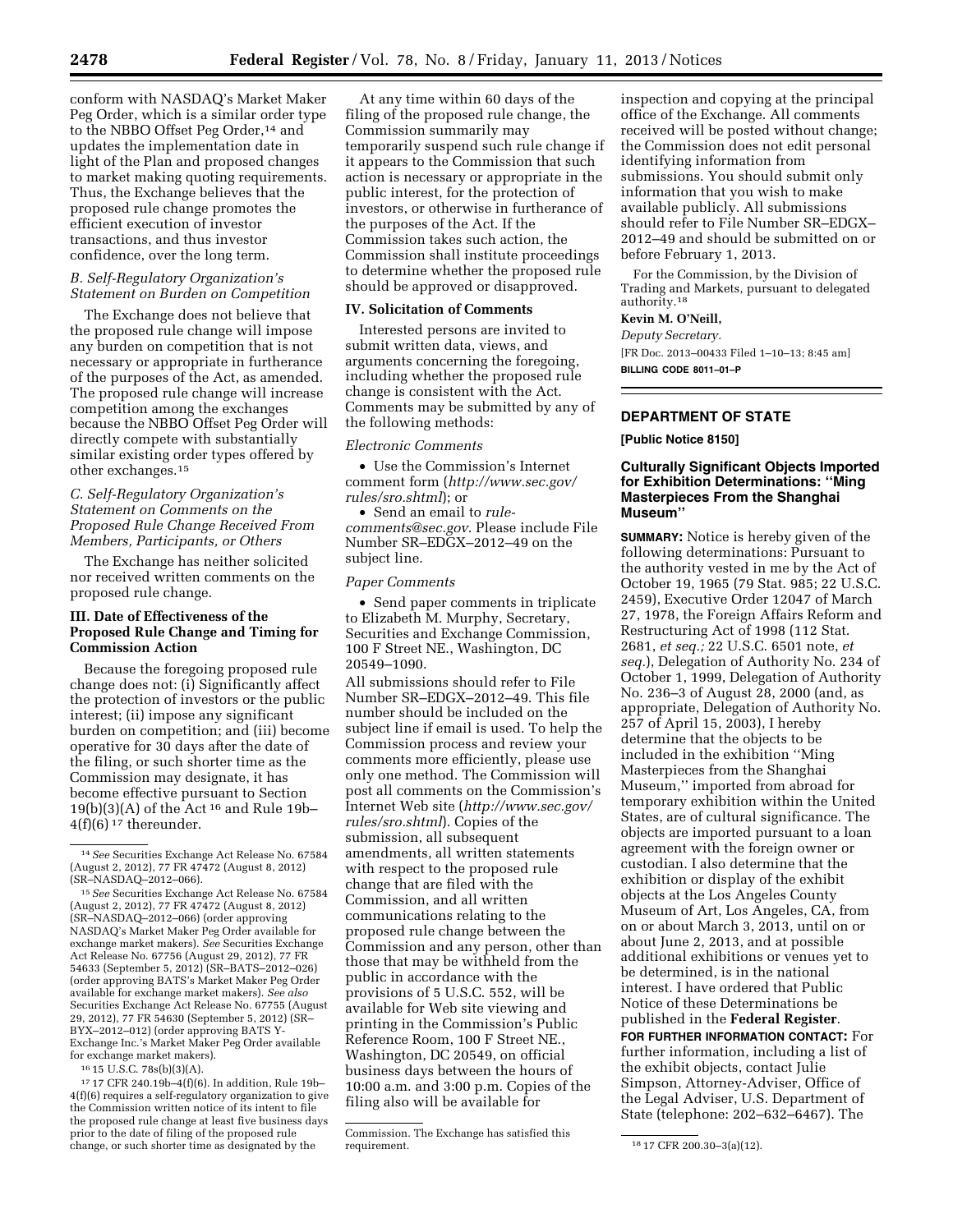conform with NASDAQ's Market Maker Peg Order, which is a similar order type to the NBBO Offset Peg Order,[14] and updates the implementation date in light of the Plan and proposed changes to market making quoting requirements. Thus, the Exchange believes that the proposed rule change promotes the efficient execution of investor transactions, and thus investor confidence, over the long term.

### *B. Self-Regulatory Organization's Statement on Burden on Competition*

The Exchange does not believe that the proposed rule change will impose any burden on competition that is not necessary or appropriate in furtherance of the purposes of the Act, as amended. The proposed rule change will increase competition among the exchanges because the NBBO Offset Peg Order will directly compete with substantially similar existing order types offered by other exchanges.[15]

### *C. Self-Regulatory Organization's Statement on Comments on the Proposed Rule Change Received From Members, Participants, or Others*

The Exchange has neither solicited nor received written comments on the proposed rule change.

## III. Date of Effectiveness of the Proposed Rule Change and Timing for Commission Action

Because the foregoing proposed rule change does not: (i) Significantly affect the protection of investors or the public interest; (ii) impose any significant burden on competition; and (iii) become operative for 30 days after the date of the filing, or such shorter time as the Commission may designate, it has become effective pursuant to Section 19(b)(3)(A) of the Act [16] and Rule 19b–4(f)(6) [17] thereunder.

At any time within 60 days of the filing of the proposed rule change, the Commission summarily may temporarily suspend such rule change if it appears to the Commission that such action is necessary or appropriate in the public interest, for the protection of investors, or otherwise in furtherance of the purposes of the Act. If the Commission takes such action, the Commission shall institute proceedings to determine whether the proposed rule should be approved or disapproved.

## IV. Solicitation of Comments

Interested persons are invited to submit written data, views, and arguments concerning the foregoing, including whether the proposed rule change is consistent with the Act. Comments may be submitted by any of the following methods:

*Electronic Comments*

- Use the Commission's Internet comment form (*http://www.sec.gov/rules/sro.shtml*); or
- Send an email to *rule-comments@sec.gov*. Please include File Number SR–EDGX–2012–49 on the subject line.

*Paper Comments*

- Send paper comments in triplicate to Elizabeth M. Murphy, Secretary, Securities and Exchange Commission, 100 F Street NE., Washington, DC 20549–1090.

All submissions should refer to File Number SR–EDGX–2012–49. This file number should be included on the subject line if email is used. To help the Commission process and review your comments more efficiently, please use only one method. The Commission will post all comments on the Commission's Internet Web site (*http://www.sec.gov/rules/sro.shtml*). Copies of the submission, all subsequent amendments, all written statements with respect to the proposed rule change that are filed with the Commission, and all written communications relating to the proposed rule change between the Commission and any person, other than those that may be withheld from the public in accordance with the provisions of 5 U.S.C. 552, will be available for Web site viewing and printing in the Commission's Public Reference Room, 100 F Street NE., Washington, DC 20549, on official business days between the hours of 10:00 a.m. and 3:00 p.m. Copies of the filing also will be available for inspection and copying at the principal office of the Exchange. All comments received will be posted without change; the Commission does not edit personal identifying information from submissions. You should submit only information that you wish to make available publicly. All submissions should refer to File Number SR–EDGX–2012–49 and should be submitted on or before February 1, 2013.

For the Commission, by the Division of Trading and Markets, pursuant to delegated authority.[18]

**Kevin M. O'Neill,**

*Deputy Secretary.*

[FR Doc. 2013–00433 Filed 1–10–13; 8:45 am]

**BILLING CODE 8011–01–P**

---

[14] *See* Securities Exchange Act Release No. 67584 (August 2, 2012), 77 FR 47472 (August 8, 2012) (SR–NASDAQ–2012–066).

[15] *See* Securities Exchange Act Release No. 67584 (August 2, 2012), 77 FR 47472 (August 8, 2012) (SR–NASDAQ–2012–066) (order approving NASDAQ's Market Maker Peg Order available for exchange market makers). *See* Securities Exchange Act Release No. 67756 (August 29, 2012), 77 FR 54633 (September 5, 2012) (SR–BATS–2012–026) (order approving BATS's Market Maker Peg Order available for exchange market makers). *See also* Securities Exchange Act Release No. 67755 (August 29, 2012), 77 FR 54630 (September 5, 2012) (SR–BYX–2012–012) (order approving BATS Y-Exchange Inc.'s Market Maker Peg Order available for exchange market makers).

[16] 15 U.S.C. 78s(b)(3)(A).

[17] 17 CFR 240.19b–4(f)(6). In addition, Rule 19b–4(f)(6) requires a self-regulatory organization to give the Commission written notice of its intent to file the proposed rule change at least five business days prior to the date of filing of the proposed rule change, or such shorter time as designated by the Commission. The Exchange has satisfied this requirement.

[18] 17 CFR 200.30–3(a)(12).

---

# DEPARTMENT OF STATE

**[Public Notice 8150]**

## Culturally Significant Objects Imported for Exhibition Determinations: "Ming Masterpieces From the Shanghai Museum"

**SUMMARY:** Notice is hereby given of the following determinations: Pursuant to the authority vested in me by the Act of October 19, 1965 (79 Stat. 985; 22 U.S.C. 2459), Executive Order 12047 of March 27, 1978, the Foreign Affairs Reform and Restructuring Act of 1998 (112 Stat. 2681, *et seq.;* 22 U.S.C. 6501 note, *et seq.*), Delegation of Authority No. 234 of October 1, 1999, Delegation of Authority No. 236–3 of August 28, 2000 (and, as appropriate, Delegation of Authority No. 257 of April 15, 2003), I hereby determine that the objects to be included in the exhibition "Ming Masterpieces from the Shanghai Museum," imported from abroad for temporary exhibition within the United States, are of cultural significance. The objects are imported pursuant to a loan agreement with the foreign owner or custodian. I also determine that the exhibition or display of the exhibit objects at the Los Angeles County Museum of Art, Los Angeles, CA, from on or about March 3, 2013, until on or about June 2, 2013, and at possible additional exhibitions or venues yet to be determined, is in the national interest. I have ordered that Public Notice of these Determinations be published in the **Federal Register**.

**FOR FURTHER INFORMATION CONTACT:** For further information, including a list of the exhibit objects, contact Julie Simpson, Attorney-Adviser, Office of the Legal Adviser, U.S. Department of State (telephone: 202–632–6467). The